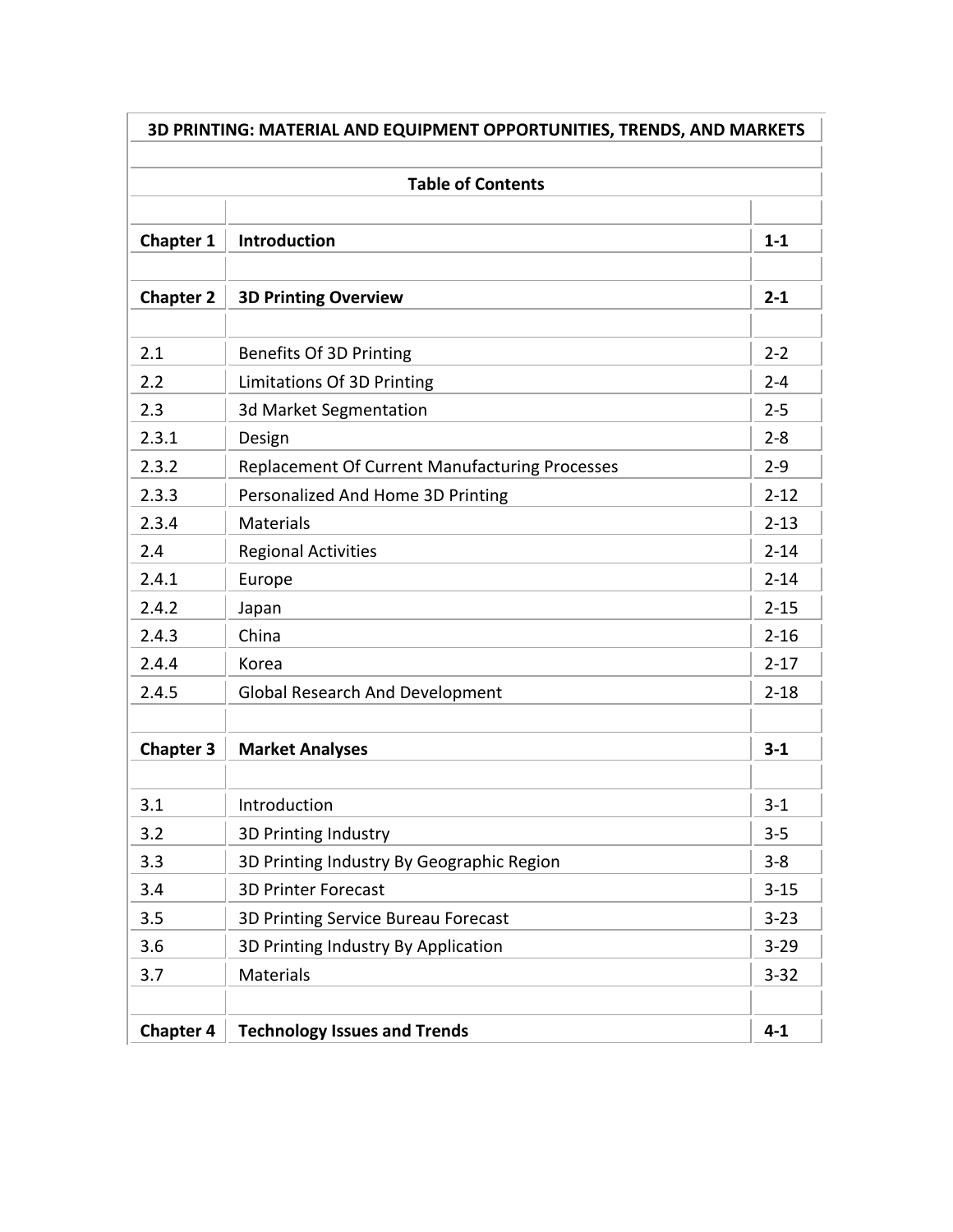# 3D PRINTING: MATERIAL AND EQUIPMENT OPPORTUNITIES, TRENDS, AND MARKETS

## Table of Contents

| | | |
|---|---|---|
| **Chapter 1** | **Introduction** | **1-1** |
| | | |
| **Chapter 2** | **3D Printing Overview** | **2-1** |
| | | |
| 2.1 | Benefits Of 3D Printing | 2-2 |
| 2.2 | Limitations Of 3D Printing | 2-4 |
| 2.3 | 3d Market Segmentation | 2-5 |
| 2.3.1 | Design | 2-8 |
| 2.3.2 | Replacement Of Current Manufacturing Processes | 2-9 |
| 2.3.3 | Personalized And Home 3D Printing | 2-12 |
| 2.3.4 | Materials | 2-13 |
| 2.4 | Regional Activities | 2-14 |
| 2.4.1 | Europe | 2-14 |
| 2.4.2 | Japan | 2-15 |
| 2.4.3 | China | 2-16 |
| 2.4.4 | Korea | 2-17 |
| 2.4.5 | Global Research And Development | 2-18 |
| | | |
| **Chapter 3** | **Market Analyses** | **3-1** |
| | | |
| 3.1 | Introduction | 3-1 |
| 3.2 | 3D Printing Industry | 3-5 |
| 3.3 | 3D Printing Industry By Geographic Region | 3-8 |
| 3.4 | 3D Printer Forecast | 3-15 |
| 3.5 | 3D Printing Service Bureau Forecast | 3-23 |
| 3.6 | 3D Printing Industry By Application | 3-29 |
| 3.7 | Materials | 3-32 |
| | | |
| **Chapter 4** | **Technology Issues and Trends** | **4-1** |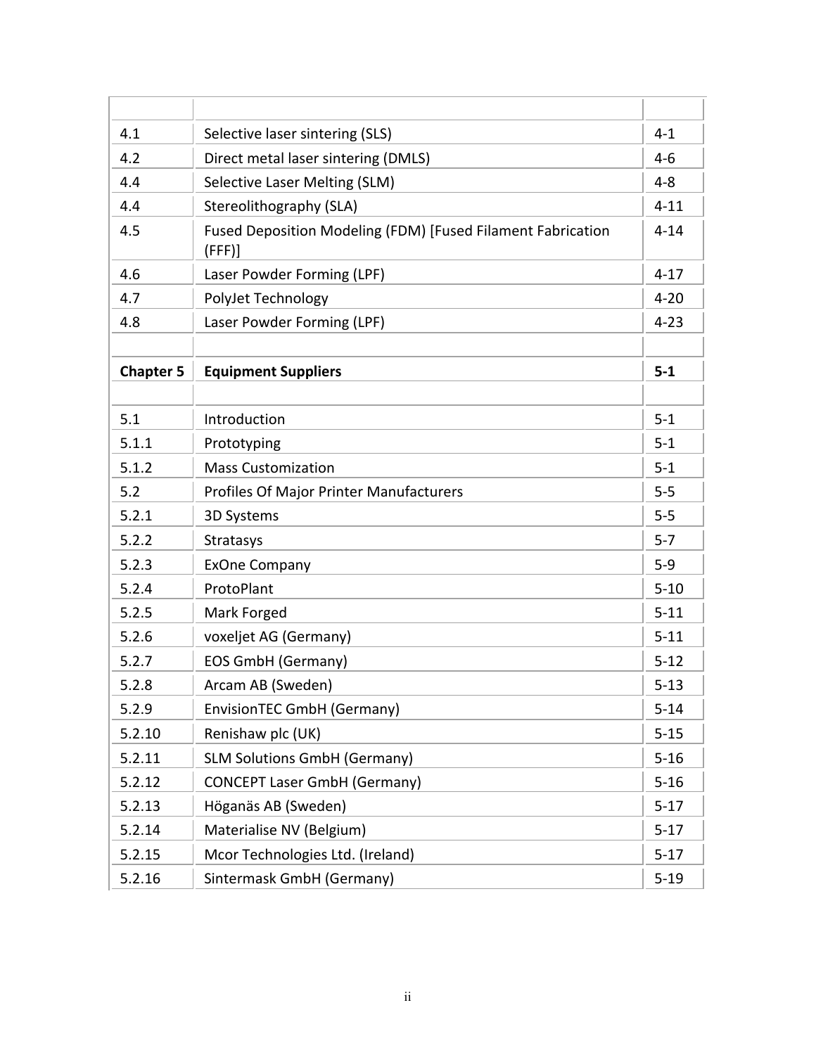| | | |
|---|---|---|
| 4.1 | Selective laser sintering (SLS) | 4-1 |
| 4.2 | Direct metal laser sintering (DMLS) | 4-6 |
| 4.4 | Selective Laser Melting (SLM) | 4-8 |
| 4.4 | Stereolithography (SLA) | 4-11 |
| 4.5 | Fused Deposition Modeling (FDM) [Fused Filament Fabrication (FFF)] | 4-14 |
| 4.6 | Laser Powder Forming (LPF) | 4-17 |
| 4.7 | PolyJet Technology | 4-20 |
| 4.8 | Laser Powder Forming (LPF) | 4-23 |
| | | |
| **Chapter 5** | **Equipment Suppliers** | **5-1** |
| | | |
| 5.1 | Introduction | 5-1 |
| 5.1.1 | Prototyping | 5-1 |
| 5.1.2 | Mass Customization | 5-1 |
| 5.2 | Profiles Of Major Printer Manufacturers | 5-5 |
| 5.2.1 | 3D Systems | 5-5 |
| 5.2.2 | Stratasys | 5-7 |
| 5.2.3 | ExOne Company | 5-9 |
| 5.2.4 | ProtoPlant | 5-10 |
| 5.2.5 | Mark Forged | 5-11 |
| 5.2.6 | voxeljet AG (Germany) | 5-11 |
| 5.2.7 | EOS GmbH (Germany) | 5-12 |
| 5.2.8 | Arcam AB (Sweden) | 5-13 |
| 5.2.9 | EnvisionTEC GmbH (Germany) | 5-14 |
| 5.2.10 | Renishaw plc (UK) | 5-15 |
| 5.2.11 | SLM Solutions GmbH (Germany) | 5-16 |
| 5.2.12 | CONCEPT Laser GmbH (Germany) | 5-16 |
| 5.2.13 | Höganäs AB (Sweden) | 5-17 |
| 5.2.14 | Materialise NV (Belgium) | 5-17 |
| 5.2.15 | Mcor Technologies Ltd. (Ireland) | 5-17 |
| 5.2.16 | Sintermask GmbH (Germany) | 5-19 |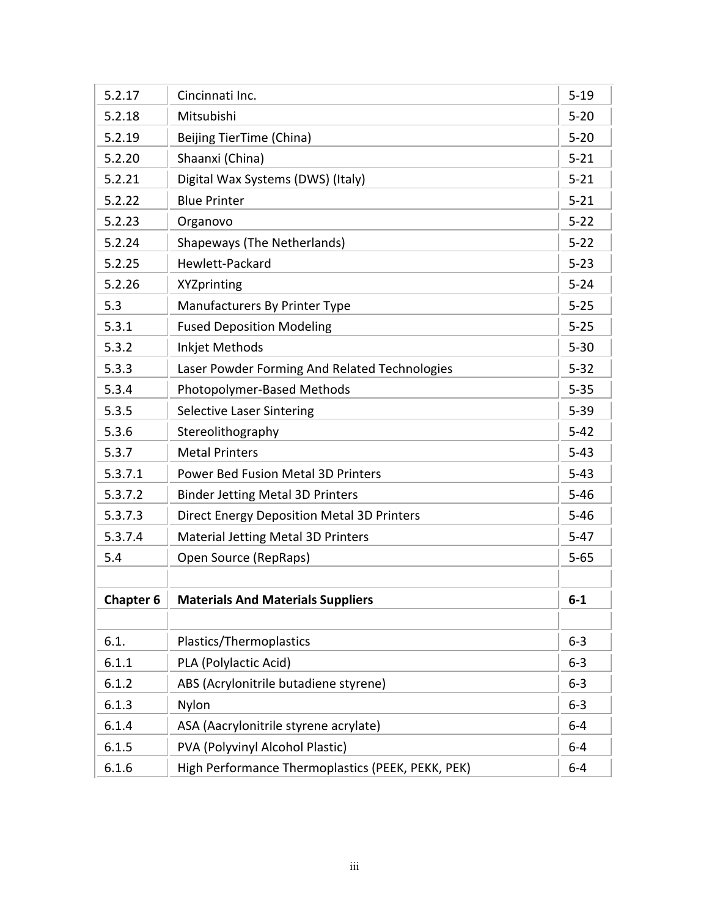| | | |
|---|---|---|
| 5.2.17 | Cincinnati Inc. | 5-19 |
| 5.2.18 | Mitsubishi | 5-20 |
| 5.2.19 | Beijing TierTime (China) | 5-20 |
| 5.2.20 | Shaanxi (China) | 5-21 |
| 5.2.21 | Digital Wax Systems (DWS) (Italy) | 5-21 |
| 5.2.22 | Blue Printer | 5-21 |
| 5.2.23 | Organovo | 5-22 |
| 5.2.24 | Shapeways (The Netherlands) | 5-22 |
| 5.2.25 | Hewlett-Packard | 5-23 |
| 5.2.26 | XYZprinting | 5-24 |
| 5.3 | Manufacturers By Printer Type | 5-25 |
| 5.3.1 | Fused Deposition Modeling | 5-25 |
| 5.3.2 | Inkjet Methods | 5-30 |
| 5.3.3 | Laser Powder Forming And Related Technologies | 5-32 |
| 5.3.4 | Photopolymer-Based Methods | 5-35 |
| 5.3.5 | Selective Laser Sintering | 5-39 |
| 5.3.6 | Stereolithography | 5-42 |
| 5.3.7 | Metal Printers | 5-43 |
| 5.3.7.1 | Power Bed Fusion Metal 3D Printers | 5-43 |
| 5.3.7.2 | Binder Jetting Metal 3D Printers | 5-46 |
| 5.3.7.3 | Direct Energy Deposition Metal 3D Printers | 5-46 |
| 5.3.7.4 | Material Jetting Metal 3D Printers | 5-47 |
| 5.4 | Open Source (RepRaps) | 5-65 |
| | | |
| **Chapter 6** | **Materials And Materials Suppliers** | **6-1** |
| | | |
| 6.1. | Plastics/Thermoplastics | 6-3 |
| 6.1.1 | PLA (Polylactic Acid) | 6-3 |
| 6.1.2 | ABS (Acrylonitrile butadiene styrene) | 6-3 |
| 6.1.3 | Nylon | 6-3 |
| 6.1.4 | ASA (Aacrylonitrile styrene acrylate) | 6-4 |
| 6.1.5 | PVA (Polyvinyl Alcohol Plastic) | 6-4 |
| 6.1.6 | High Performance Thermoplastics (PEEK, PEKK, PEK) | 6-4 |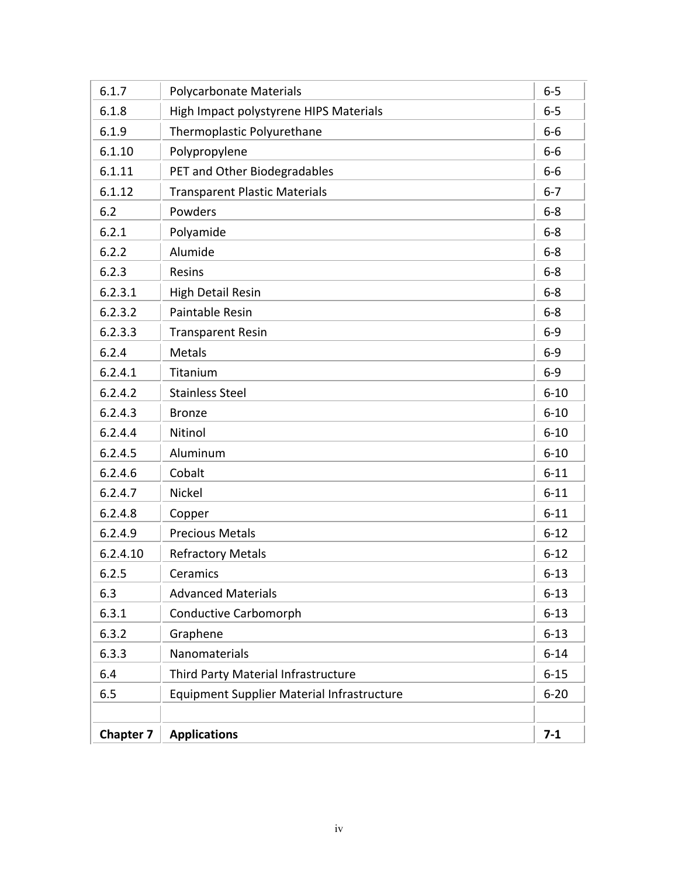| | | |
|---|---|---|
| 6.1.7 | Polycarbonate Materials | 6-5 |
| 6.1.8 | High Impact polystyrene HIPS Materials | 6-5 |
| 6.1.9 | Thermoplastic Polyurethane | 6-6 |
| 6.1.10 | Polypropylene | 6-6 |
| 6.1.11 | PET and Other Biodegradables | 6-6 |
| 6.1.12 | Transparent Plastic Materials | 6-7 |
| 6.2 | Powders | 6-8 |
| 6.2.1 | Polyamide | 6-8 |
| 6.2.2 | Alumide | 6-8 |
| 6.2.3 | Resins | 6-8 |
| 6.2.3.1 | High Detail Resin | 6-8 |
| 6.2.3.2 | Paintable Resin | 6-8 |
| 6.2.3.3 | Transparent Resin | 6-9 |
| 6.2.4 | Metals | 6-9 |
| 6.2.4.1 | Titanium | 6-9 |
| 6.2.4.2 | Stainless Steel | 6-10 |
| 6.2.4.3 | Bronze | 6-10 |
| 6.2.4.4 | Nitinol | 6-10 |
| 6.2.4.5 | Aluminum | 6-10 |
| 6.2.4.6 | Cobalt | 6-11 |
| 6.2.4.7 | Nickel | 6-11 |
| 6.2.4.8 | Copper | 6-11 |
| 6.2.4.9 | Precious Metals | 6-12 |
| 6.2.4.10 | Refractory Metals | 6-12 |
| 6.2.5 | Ceramics | 6-13 |
| 6.3 | Advanced Materials | 6-13 |
| 6.3.1 | Conductive Carbomorph | 6-13 |
| 6.3.2 | Graphene | 6-13 |
| 6.3.3 | Nanomaterials | 6-14 |
| 6.4 | Third Party Material Infrastructure | 6-15 |
| 6.5 | Equipment Supplier Material Infrastructure | 6-20 |
| | | |
| **Chapter 7** | **Applications** | **7-1** |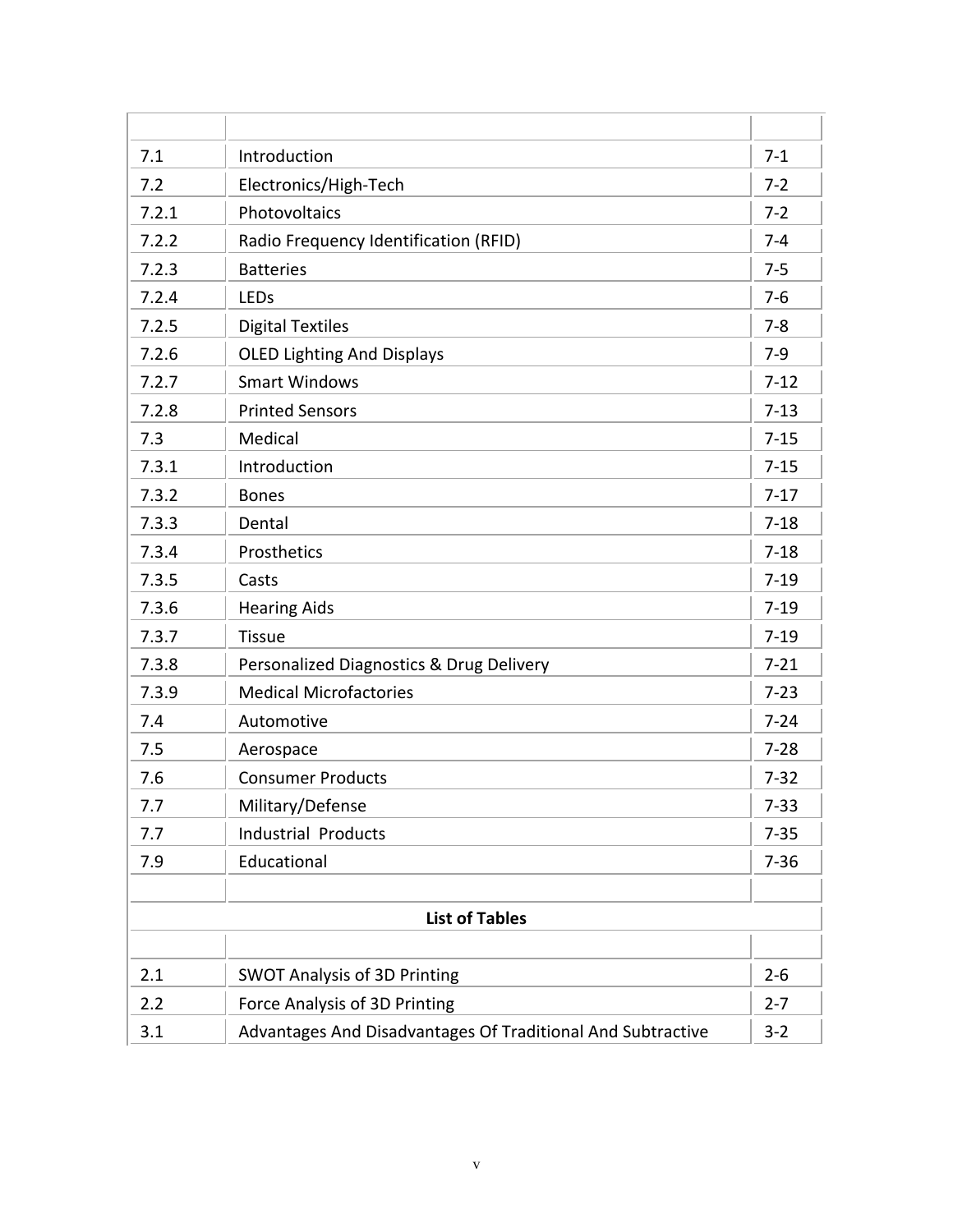| | | |
|---|---|---|
| 7.1 | Introduction | 7-1 |
| 7.2 | Electronics/High-Tech | 7-2 |
| 7.2.1 | Photovoltaics | 7-2 |
| 7.2.2 | Radio Frequency Identification (RFID) | 7-4 |
| 7.2.3 | Batteries | 7-5 |
| 7.2.4 | LEDs | 7-6 |
| 7.2.5 | Digital Textiles | 7-8 |
| 7.2.6 | OLED Lighting And Displays | 7-9 |
| 7.2.7 | Smart Windows | 7-12 |
| 7.2.8 | Printed Sensors | 7-13 |
| 7.3 | Medical | 7-15 |
| 7.3.1 | Introduction | 7-15 |
| 7.3.2 | Bones | 7-17 |
| 7.3.3 | Dental | 7-18 |
| 7.3.4 | Prosthetics | 7-18 |
| 7.3.5 | Casts | 7-19 |
| 7.3.6 | Hearing Aids | 7-19 |
| 7.3.7 | Tissue | 7-19 |
| 7.3.8 | Personalized Diagnostics & Drug Delivery | 7-21 |
| 7.3.9 | Medical Microfactories | 7-23 |
| 7.4 | Automotive | 7-24 |
| 7.5 | Aerospace | 7-28 |
| 7.6 | Consumer Products | 7-32 |
| 7.7 | Military/Defense | 7-33 |
| 7.7 | Industrial Products | 7-35 |
| 7.9 | Educational | 7-36 |

**List of Tables**

| | | |
|---|---|---|
| 2.1 | SWOT Analysis of 3D Printing | 2-6 |
| 2.2 | Force Analysis of 3D Printing | 2-7 |
| 3.1 | Advantages And Disadvantages Of Traditional And Subtractive | 3-2 |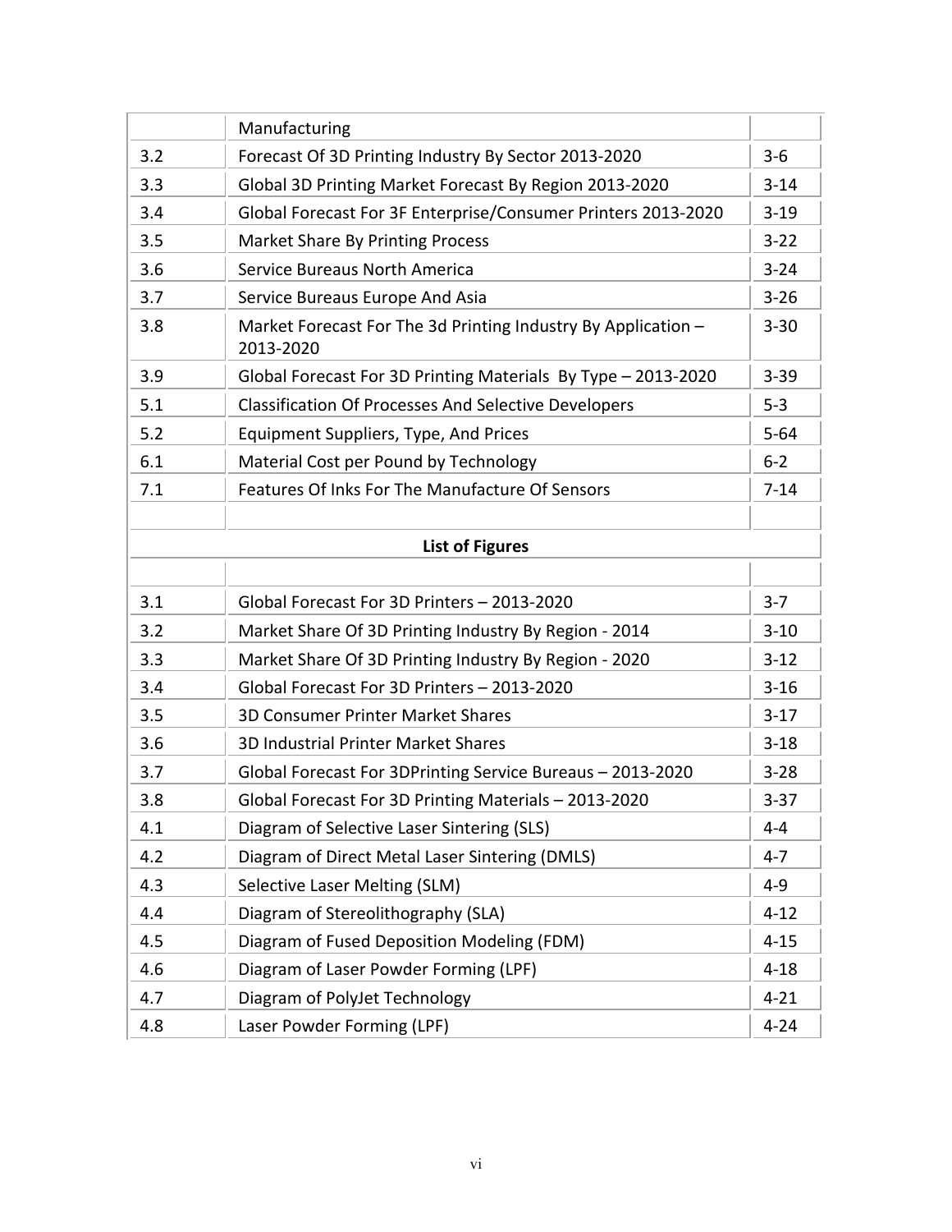|  | Manufacturing |  |
|---|---|---|
| 3.2 | Forecast Of 3D Printing Industry By Sector 2013-2020 | 3-6 |
| 3.3 | Global 3D Printing Market Forecast By Region 2013-2020 | 3-14 |
| 3.4 | Global Forecast For 3F Enterprise/Consumer Printers 2013-2020 | 3-19 |
| 3.5 | Market Share By Printing Process | 3-22 |
| 3.6 | Service Bureaus North America | 3-24 |
| 3.7 | Service Bureaus Europe And Asia | 3-26 |
| 3.8 | Market Forecast For The 3d Printing Industry By Application – 2013-2020 | 3-30 |
| 3.9 | Global Forecast For 3D Printing Materials By Type – 2013-2020 | 3-39 |
| 5.1 | Classification Of Processes And Selective Developers | 5-3 |
| 5.2 | Equipment Suppliers, Type, And Prices | 5-64 |
| 6.1 | Material Cost per Pound by Technology | 6-2 |
| 7.1 | Features Of Inks For The Manufacture Of Sensors | 7-14 |

**List of Figures**

| | | |
|---|---|---|
| 3.1 | Global Forecast For 3D Printers – 2013-2020 | 3-7 |
| 3.2 | Market Share Of 3D Printing Industry By Region - 2014 | 3-10 |
| 3.3 | Market Share Of 3D Printing Industry By Region - 2020 | 3-12 |
| 3.4 | Global Forecast For 3D Printers – 2013-2020 | 3-16 |
| 3.5 | 3D Consumer Printer Market Shares | 3-17 |
| 3.6 | 3D Industrial Printer Market Shares | 3-18 |
| 3.7 | Global Forecast For 3DPrinting Service Bureaus – 2013-2020 | 3-28 |
| 3.8 | Global Forecast For 3D Printing Materials – 2013-2020 | 3-37 |
| 4.1 | Diagram of Selective Laser Sintering (SLS) | 4-4 |
| 4.2 | Diagram of Direct Metal Laser Sintering (DMLS) | 4-7 |
| 4.3 | Selective Laser Melting (SLM) | 4-9 |
| 4.4 | Diagram of Stereolithography (SLA) | 4-12 |
| 4.5 | Diagram of Fused Deposition Modeling (FDM) | 4-15 |
| 4.6 | Diagram of Laser Powder Forming (LPF) | 4-18 |
| 4.7 | Diagram of PolyJet Technology | 4-21 |
| 4.8 | Laser Powder Forming (LPF) | 4-24 |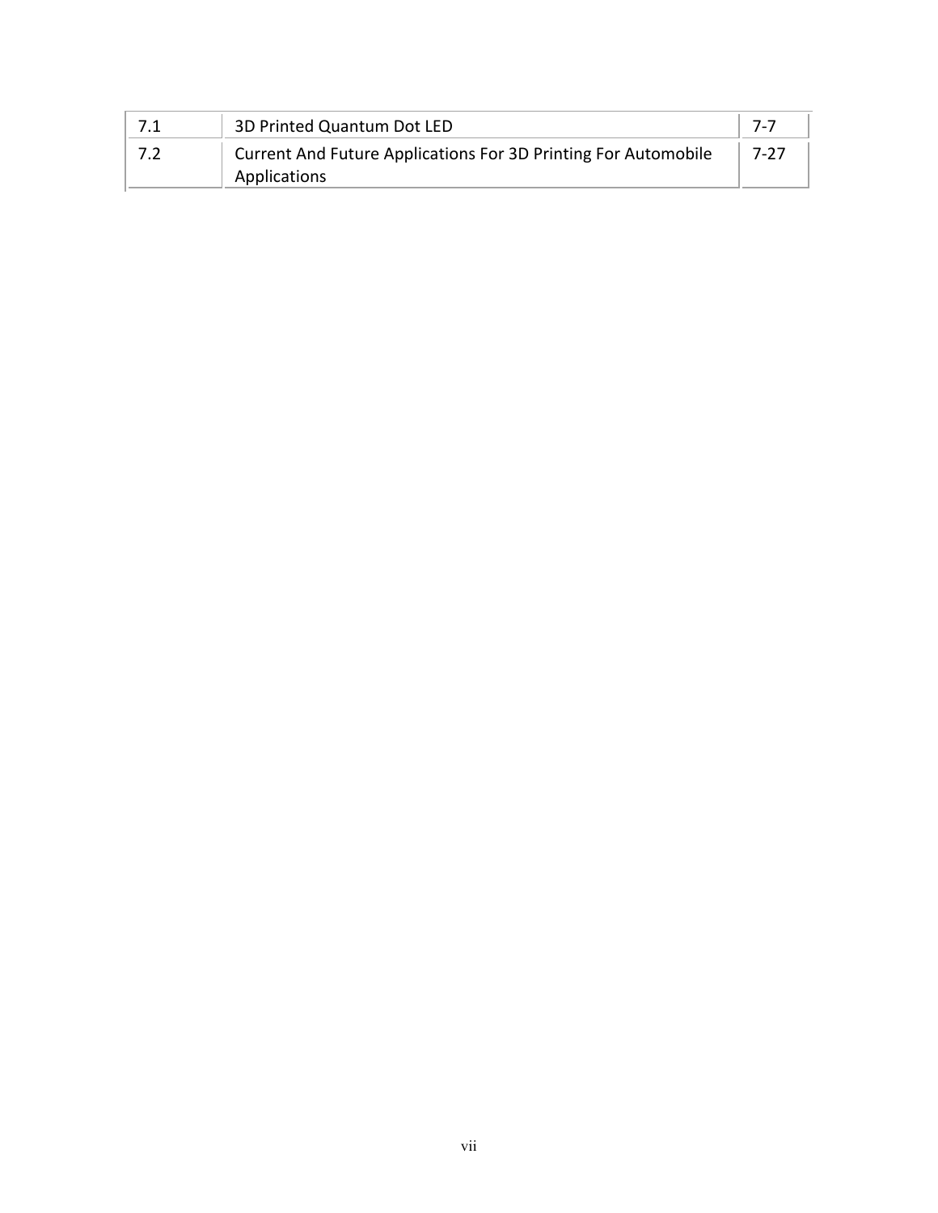| | | |
|---|---|---|
| 7.1 | 3D Printed Quantum Dot LED | 7-7 |
| 7.2 | Current And Future Applications For 3D Printing For Automobile Applications | 7-27 |